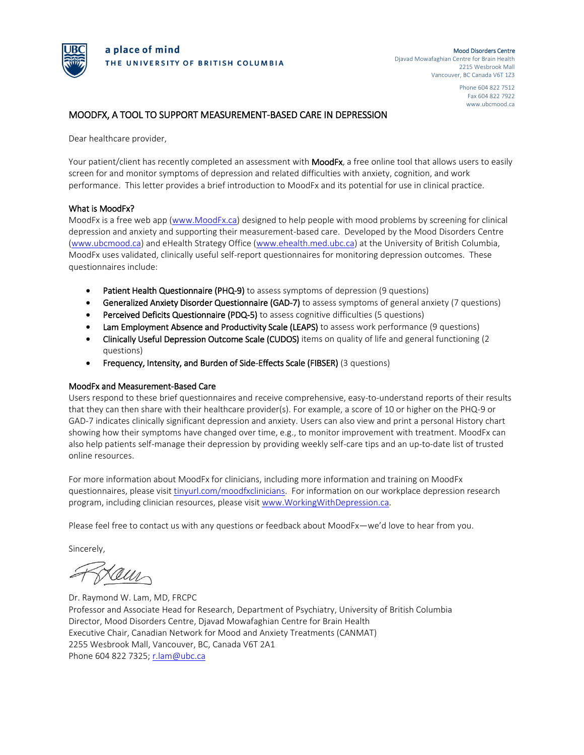a place of mind
THE UNIVERSITY OF BRITISH COLUMBIA

Mood Disorders Centre
Djavad Mowafaghian Centre for Brain Health
2215 Wesbrook Mall
Vancouver, BC Canada V6T 1Z3

Phone 604 822 7512
Fax 604 822 7922
www.ubcmood.ca

# MOODFX, A TOOL TO SUPPORT MEASUREMENT-BASED CARE IN DEPRESSION

Dear healthcare provider,

Your patient/client has recently completed an assessment with **MoodFx**, a free online tool that allows users to easily screen for and monitor symptoms of depression and related difficulties with anxiety, cognition, and work performance. This letter provides a brief introduction to MoodFx and its potential for use in clinical practice.

## What is MoodFx?

MoodFx is a free web app (www.MoodFx.ca) designed to help people with mood problems by screening for clinical depression and anxiety and supporting their measurement-based care. Developed by the Mood Disorders Centre (www.ubcmood.ca) and eHealth Strategy Office (www.ehealth.med.ubc.ca) at the University of British Columbia, MoodFx uses validated, clinically useful self-report questionnaires for monitoring depression outcomes. These questionnaires include:

- **Patient Health Questionnaire (PHQ-9)** to assess symptoms of depression (9 questions)
- **Generalized Anxiety Disorder Questionnaire (GAD-7)** to assess symptoms of general anxiety (7 questions)
- **Perceived Deficits Questionnaire (PDQ-5)** to assess cognitive difficulties (5 questions)
- **Lam Employment Absence and Productivity Scale (LEAPS)** to assess work performance (9 questions)
- **Clinically Useful Depression Outcome Scale (CUDOS)** items on quality of life and general functioning (2 questions)
- **Frequency, Intensity, and Burden of Side-Effects Scale (FIBSER)** (3 questions)

## MoodFx and Measurement-Based Care

Users respond to these brief questionnaires and receive comprehensive, easy-to-understand reports of their results that they can then share with their healthcare provider(s). For example, a score of 10 or higher on the PHQ-9 or GAD-7 indicates clinically significant depression and anxiety. Users can also view and print a personal History chart showing how their symptoms have changed over time, e.g., to monitor improvement with treatment. MoodFx can also help patients self-manage their depression by providing weekly self-care tips and an up-to-date list of trusted online resources.

For more information about MoodFx for clinicians, including more information and training on MoodFx questionnaires, please visit tinyurl.com/moodfxclinicians. For information on our workplace depression research program, including clinician resources, please visit www.WorkingWithDepression.ca.

Please feel free to contact us with any questions or feedback about MoodFx—we'd love to hear from you.

Sincerely,

Dr. Raymond W. Lam, MD, FRCPC
Professor and Associate Head for Research, Department of Psychiatry, University of British Columbia
Director, Mood Disorders Centre, Djavad Mowafaghian Centre for Brain Health
Executive Chair, Canadian Network for Mood and Anxiety Treatments (CANMAT)
2255 Wesbrook Mall, Vancouver, BC, Canada V6T 2A1
Phone 604 822 7325; r.lam@ubc.ca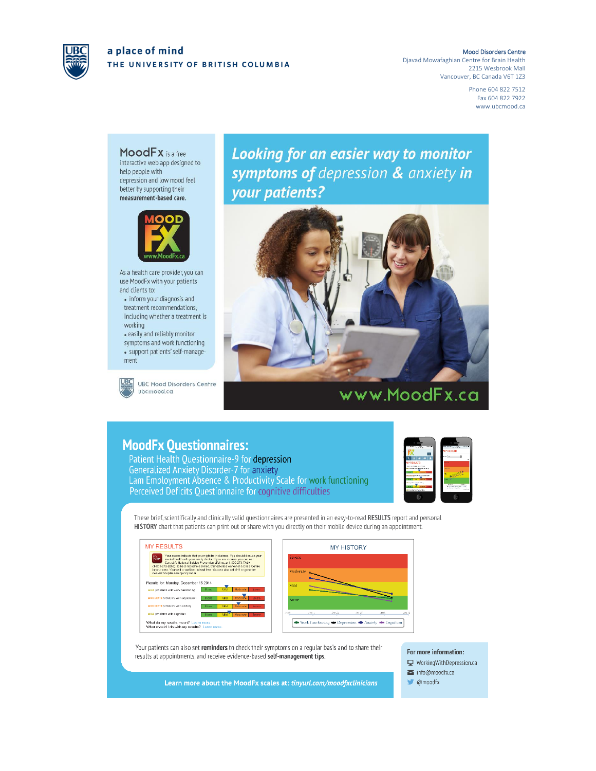**a place of mind**

THE UNIVERSITY OF BRITISH COLUMBIA

Mood Disorders Centre
Djavad Mowafaghian Centre for Brain Health
2215 Wesbrook Mall
Vancouver, BC Canada V6T 1Z3

Phone 604 822 7512
Fax 604 822 7922
www.ubcmood.ca

**MoodFx** is a free interactive web app designed to help people with depression and low mood feel better by supporting their **measurement-based care.**

As a health care provider, you can use MoodFx with your patients and clients to:

- inform your diagnosis and treatment recommendations, including whether a treatment is working
- easily and reliably monitor symptoms and work functioning
- support patients' self-management

UBC Mood Disorders Centre
ubcmood.ca

## *Looking for an easier way to monitor symptoms of depression & anxiety in your patients?*

www.MoodFx.ca

## MoodFx Questionnaires:

Patient Health Questionnaire-9 for depression
Generalized Anxiety Disorder-7 for anxiety
Lam Employment Absence & Productivity Scale for work functioning
Perceived Deficits Questionnaire for cognitive difficulties

These brief, scientifically and clinically valid questionnaires are presented in an easy-to-read **RESULTS** report and personal **HISTORY** chart that patients can print out or share with you directly on their mobile device during an appointment.

MY RESULTS

MY HISTORY

Severe
Moderate
Mild
None

Work Functioning, Depression, Anxiety, Cognition

Your patients can also set **reminders** to check their symptoms on a regular basis and to share their results at appointments, and receive evidence-based **self-management tips.**

**For more information:**

- WorkingWithDepression.ca
- info@moodfx.ca
- @moodfx

**Learn more about the MoodFx scales at:** ***tinyurl.com/moodfxclinicians***